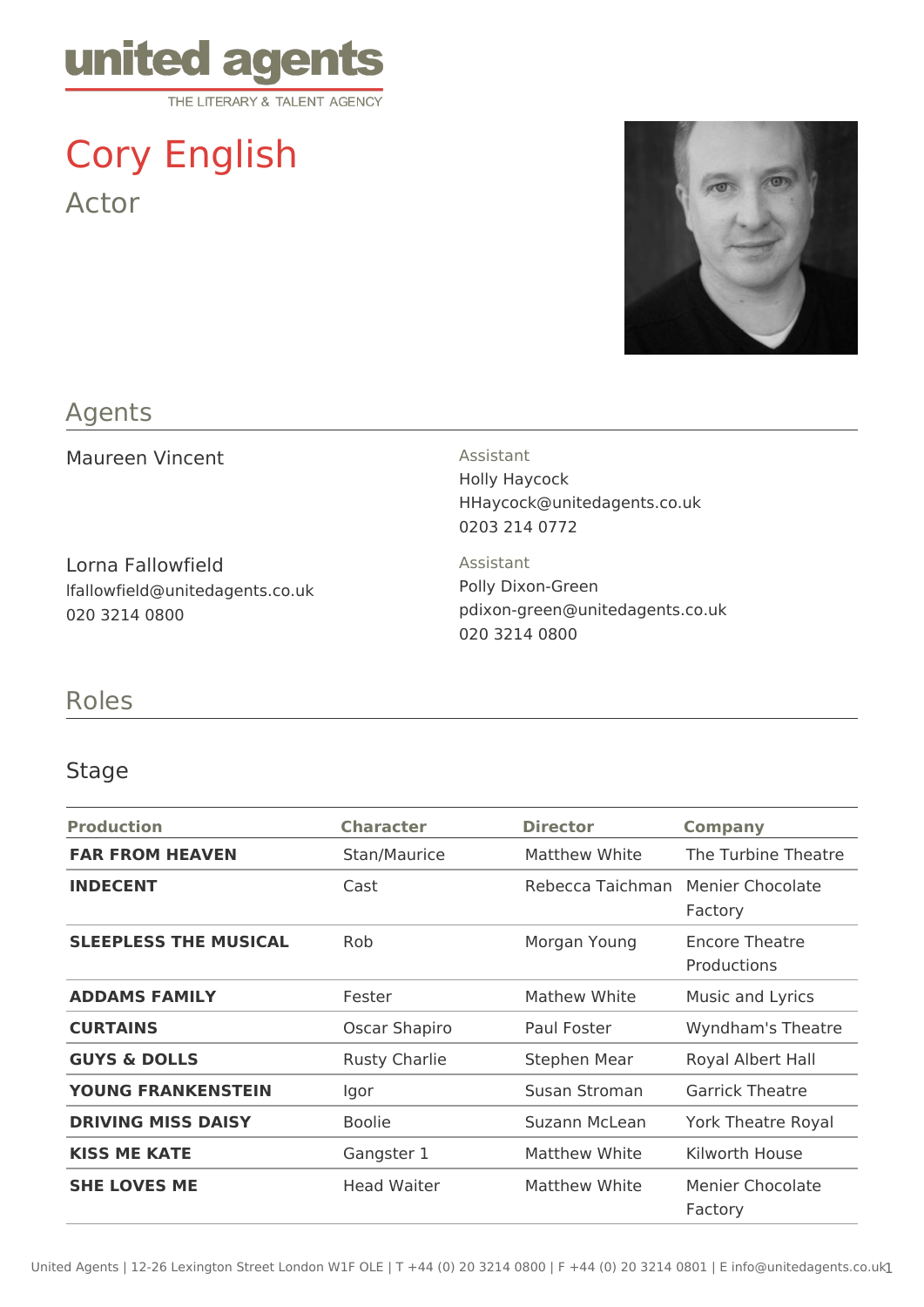united agents
THE LITERARY & TALENT AGENCY

# Cory English

Actor

## Agents

Maureen Vincent

Assistant
Holly Haycock
HHaycock@unitedagents.co.uk
0203 214 0772

Lorna Fallowfield
lfallowfield@unitedagents.co.uk
020 3214 0800

Assistant
Polly Dixon-Green
pdixon-green@unitedagents.co.uk
020 3214 0800

## Roles

### Stage

| Production | Character | Director | Company |
|---|---|---|---|
| **FAR FROM HEAVEN** | Stan/Maurice | Matthew White | The Turbine Theatre |
| **INDECENT** | Cast | Rebecca Taichman | Menier Chocolate Factory |
| **SLEEPLESS THE MUSICAL** | Rob | Morgan Young | Encore Theatre Productions |
| **ADDAMS FAMILY** | Fester | Mathew White | Music and Lyrics |
| **CURTAINS** | Oscar Shapiro | Paul Foster | Wyndham's Theatre |
| **GUYS & DOLLS** | Rusty Charlie | Stephen Mear | Royal Albert Hall |
| **YOUNG FRANKENSTEIN** | Igor | Susan Stroman | Garrick Theatre |
| **DRIVING MISS DAISY** | Boolie | Suzann McLean | York Theatre Royal |
| **KISS ME KATE** | Gangster 1 | Matthew White | Kilworth House |
| **SHE LOVES ME** | Head Waiter | Matthew White | Menier Chocolate Factory |

United Agents | 12-26 Lexington Street London W1F OLE | T +44 (0) 20 3214 0800 | F +44 (0) 20 3214 0801 | E info@unitedagents.co.uk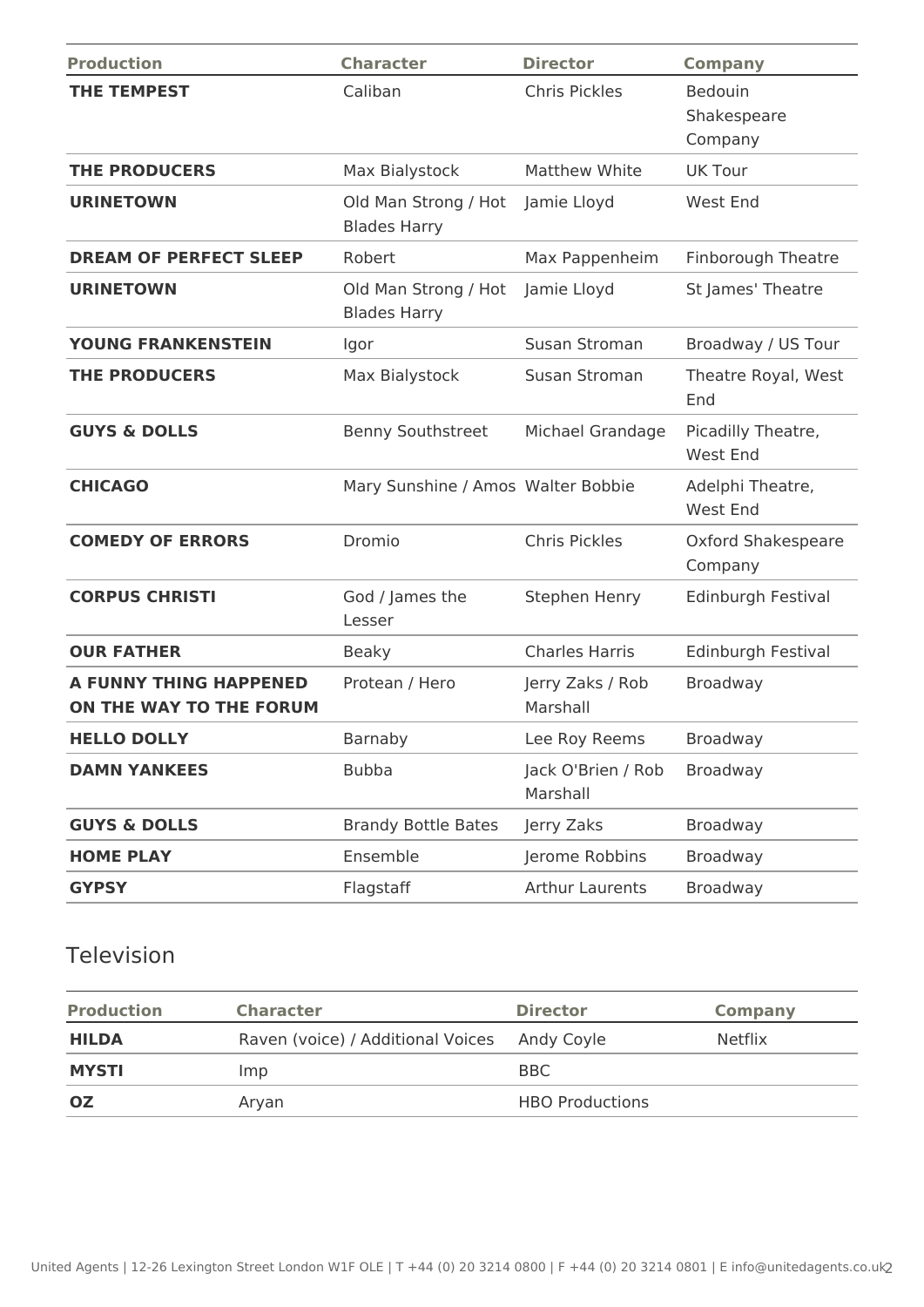| Production | Character | Director | Company |
|---|---|---|---|
| **THE TEMPEST** | Caliban | Chris Pickles | Bedouin Shakespeare Company |
| **THE PRODUCERS** | Max Bialystock | Matthew White | UK Tour |
| **URINETOWN** | Old Man Strong / Hot Blades Harry | Jamie Lloyd | West End |
| **DREAM OF PERFECT SLEEP** | Robert | Max Pappenheim | Finborough Theatre |
| **URINETOWN** | Old Man Strong / Hot Blades Harry | Jamie Lloyd | St James' Theatre |
| **YOUNG FRANKENSTEIN** | Igor | Susan Stroman | Broadway / US Tour |
| **THE PRODUCERS** | Max Bialystock | Susan Stroman | Theatre Royal, West End |
| **GUYS & DOLLS** | Benny Southstreet | Michael Grandage | Picadilly Theatre, West End |
| **CHICAGO** | Mary Sunshine / Amos | Walter Bobbie | Adelphi Theatre, West End |
| **COMEDY OF ERRORS** | Dromio | Chris Pickles | Oxford Shakespeare Company |
| **CORPUS CHRISTI** | God / James the Lesser | Stephen Henry | Edinburgh Festival |
| **OUR FATHER** | Beaky | Charles Harris | Edinburgh Festival |
| **A FUNNY THING HAPPENED ON THE WAY TO THE FORUM** | Protean / Hero | Jerry Zaks / Rob Marshall | Broadway |
| **HELLO DOLLY** | Barnaby | Lee Roy Reems | Broadway |
| **DAMN YANKEES** | Bubba | Jack O'Brien / Rob Marshall | Broadway |
| **GUYS & DOLLS** | Brandy Bottle Bates | Jerry Zaks | Broadway |
| **HOME PLAY** | Ensemble | Jerome Robbins | Broadway |
| **GYPSY** | Flagstaff | Arthur Laurents | Broadway |

## Television

| Production | Character | Director | Company |
|---|---|---|---|
| **HILDA** | Raven (voice) / Additional Voices | Andy Coyle | Netflix |
| **MYSTI** | Imp | BBC | |
| **OZ** | Aryan | HBO Productions | |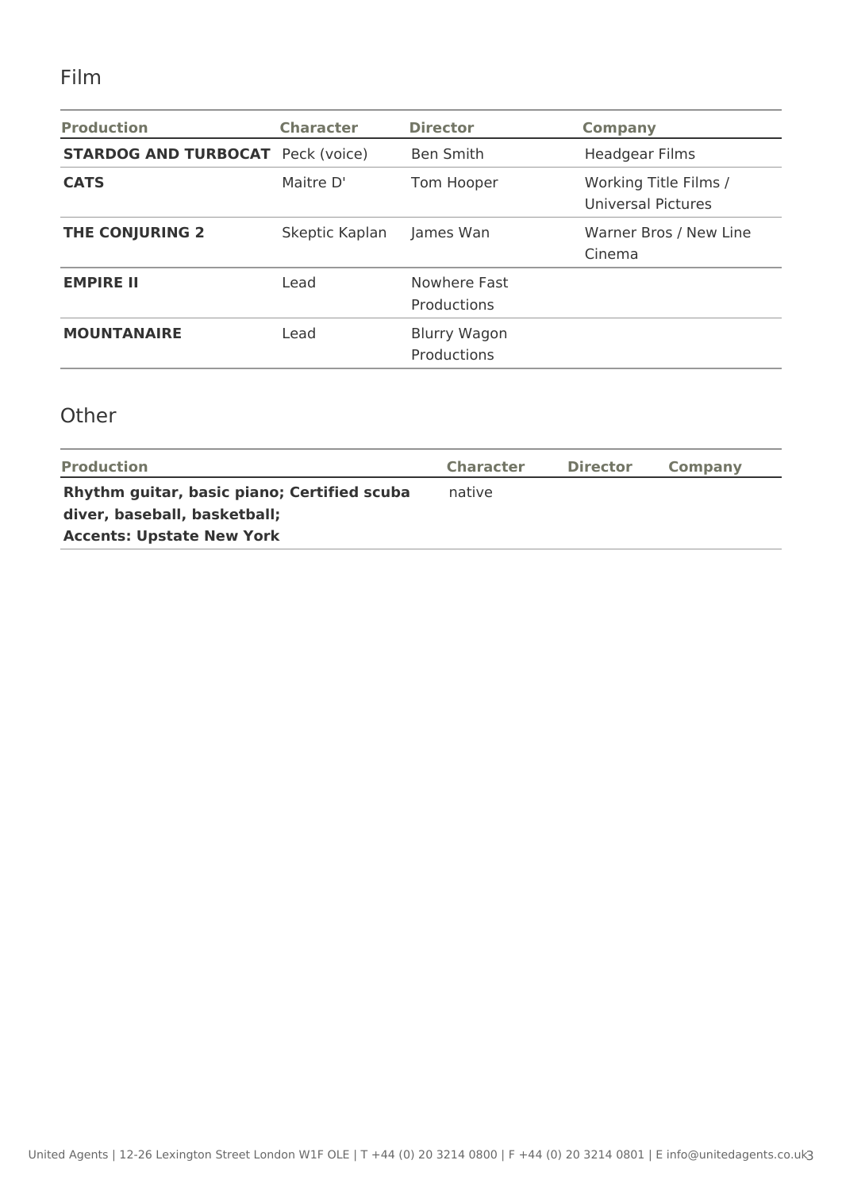## Film

| Production | Character | Director | Company |
| --- | --- | --- | --- |
| **STARDOG AND TURBOCAT** | Peck (voice) | Ben Smith | Headgear Films |
| **CATS** | Maitre D' | Tom Hooper | Working Title Films / Universal Pictures |
| **THE CONJURING 2** | Skeptic Kaplan | James Wan | Warner Bros / New Line Cinema |
| **EMPIRE II** | Lead | Nowhere Fast Productions | |
| **MOUNTANAIRE** | Lead | Blurry Wagon Productions | |

## Other

| Production | Character | Director | Company |
| --- | --- | --- | --- |
| **Rhythm guitar, basic piano; Certified scuba diver, baseball, basketball; Accents: Upstate New York** | native | | |